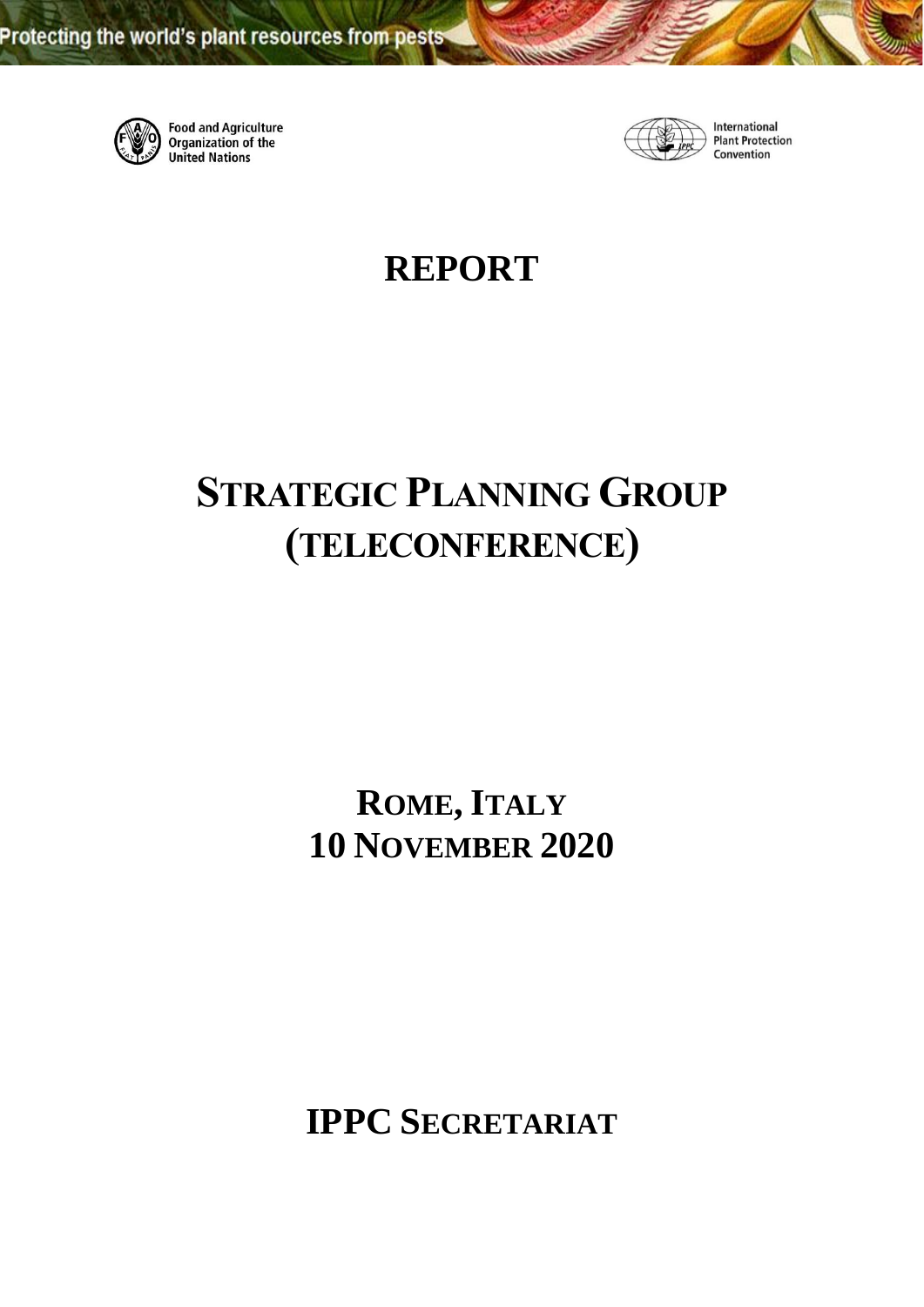Protecting the world's plant resources from pests

Food and Agriculture Organization of the United Nations

International Plant Protection Convention

# REPORT

# STRATEGIC PLANNING GROUP (TELECONFERENCE)

## ROME, ITALY
## 10 NOVEMBER 2020

## IPPC SECRETARIAT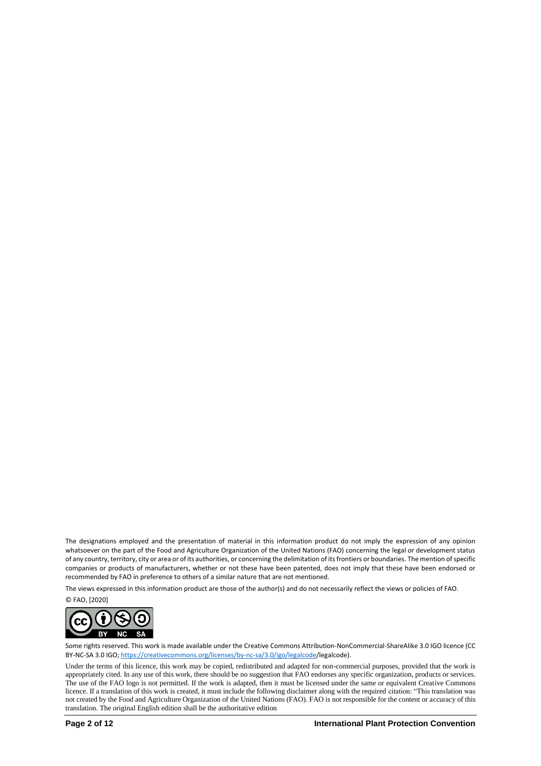The designations employed and the presentation of material in this information product do not imply the expression of any opinion whatsoever on the part of the Food and Agriculture Organization of the United Nations (FAO) concerning the legal or development status of any country, territory, city or area or of its authorities, or concerning the delimitation of its frontiers or boundaries. The mention of specific companies or products of manufacturers, whether or not these have been patented, does not imply that these have been endorsed or recommended by FAO in preference to others of a similar nature that are not mentioned.

The views expressed in this information product are those of the author(s) and do not necessarily reflect the views or policies of FAO.

© FAO, [2020]

Some rights reserved. This work is made available under the Creative Commons Attribution-NonCommercial-ShareAlike 3.0 IGO licence (CC BY-NC-SA 3.0 IGO; https://creativecommons.org/licenses/by-nc-sa/3.0/igo/legalcode/legalcode).

Under the terms of this licence, this work may be copied, redistributed and adapted for non-commercial purposes, provided that the work is appropriately cited. In any use of this work, there should be no suggestion that FAO endorses any specific organization, products or services. The use of the FAO logo is not permitted. If the work is adapted, then it must be licensed under the same or equivalent Creative Commons licence. If a translation of this work is created, it must include the following disclaimer along with the required citation: "This translation was not created by the Food and Agriculture Organization of the United Nations (FAO). FAO is not responsible for the content or accuracy of this translation. The original English edition shall be the authoritative edition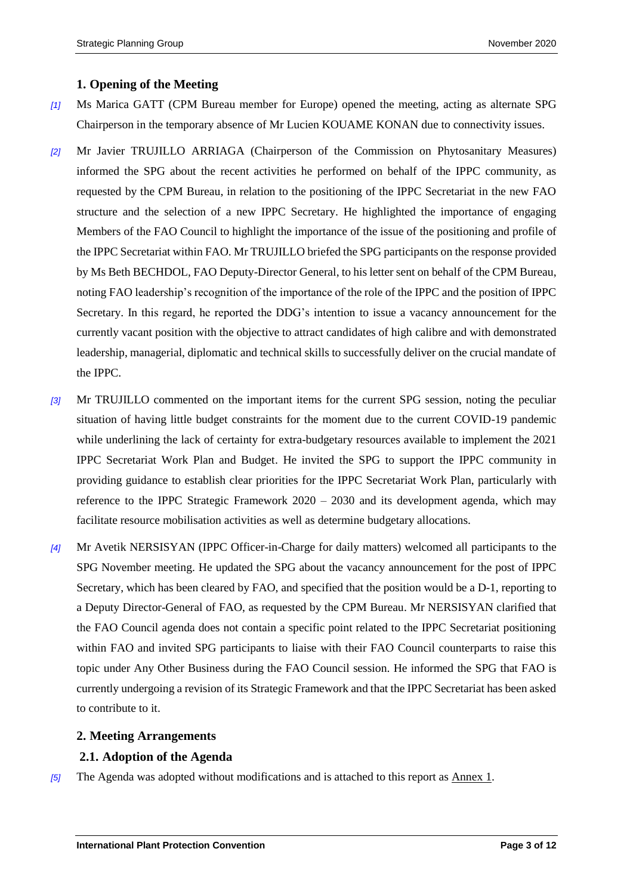## 1. Opening of the Meeting

*[1]* Ms Marica GATT (CPM Bureau member for Europe) opened the meeting, acting as alternate SPG Chairperson in the temporary absence of Mr Lucien KOUAME KONAN due to connectivity issues.

*[2]* Mr Javier TRUJILLO ARRIAGA (Chairperson of the Commission on Phytosanitary Measures) informed the SPG about the recent activities he performed on behalf of the IPPC community, as requested by the CPM Bureau, in relation to the positioning of the IPPC Secretariat in the new FAO structure and the selection of a new IPPC Secretary. He highlighted the importance of engaging Members of the FAO Council to highlight the importance of the issue of the positioning and profile of the IPPC Secretariat within FAO. Mr TRUJILLO briefed the SPG participants on the response provided by Ms Beth BECHDOL, FAO Deputy-Director General, to his letter sent on behalf of the CPM Bureau, noting FAO leadership's recognition of the importance of the role of the IPPC and the position of IPPC Secretary. In this regard, he reported the DDG's intention to issue a vacancy announcement for the currently vacant position with the objective to attract candidates of high calibre and with demonstrated leadership, managerial, diplomatic and technical skills to successfully deliver on the crucial mandate of the IPPC.

*[3]* Mr TRUJILLO commented on the important items for the current SPG session, noting the peculiar situation of having little budget constraints for the moment due to the current COVID-19 pandemic while underlining the lack of certainty for extra-budgetary resources available to implement the 2021 IPPC Secretariat Work Plan and Budget. He invited the SPG to support the IPPC community in providing guidance to establish clear priorities for the IPPC Secretariat Work Plan, particularly with reference to the IPPC Strategic Framework 2020 – 2030 and its development agenda, which may facilitate resource mobilisation activities as well determine budgetary allocations.

*[4]* Mr Avetik NERSISYAN (IPPC Officer-in-Charge for daily matters) welcomed all participants to the SPG November meeting. He updated the SPG about the vacancy announcement for the post of IPPC Secretary, which has been cleared by FAO, and specified that the position would be a D-1, reporting to a Deputy Director-General of FAO, as requested by the CPM Bureau. Mr NERSISYAN clarified that the FAO Council agenda does not contain a specific point related to the IPPC Secretariat positioning within FAO and invited SPG participants to liaise with their FAO Council counterparts to raise this topic under Any Other Business during the FAO Council session. He informed the SPG that FAO is currently undergoing a revision of its Strategic Framework and that the IPPC Secretariat has been asked to contribute to it.

## 2. Meeting Arrangements

### 2.1. Adoption of the Agenda

*[5]* The Agenda was adopted without modifications and is attached to this report as Annex 1.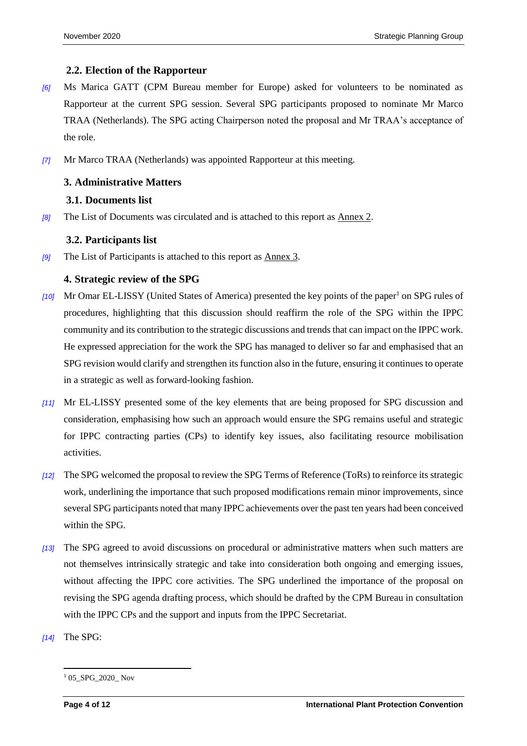### 2.2. Election of the Rapporteur

*[6]* Ms Marica GATT (CPM Bureau member for Europe) asked for volunteers to be nominated as Rapporteur at the current SPG session. Several SPG participants proposed to nominate Mr Marco TRAA (Netherlands). The SPG acting Chairperson noted the proposal and Mr TRAA's acceptance of the role.

*[7]* Mr Marco TRAA (Netherlands) was appointed Rapporteur at this meeting.

## 3. Administrative Matters

### 3.1. Documents list

*[8]* The List of Documents was circulated and is attached to this report as Annex 2.

### 3.2. Participants list

*[9]* The List of Participants is attached to this report as Annex 3.

## 4. Strategic review of the SPG

*[10]* Mr Omar EL-LISSY (United States of America) presented the key points of the paper[1] on SPG rules of procedures, highlighting that this discussion should reaffirm the role of the SPG within the IPPC community and its contribution to the strategic discussions and trends that can impact on the IPPC work. He expressed appreciation for the work the SPG has managed to deliver so far and emphasised that an SPG revision would clarify and strengthen its function also in the future, ensuring it continues to operate in a strategic as well as forward-looking fashion.

*[11]* Mr EL-LISSY presented some of the key elements that are being proposed for SPG discussion and consideration, emphasising how such an approach would ensure the SPG remains useful and strategic for IPPC contracting parties (CPs) to identify key issues, also facilitating resource mobilisation activities.

*[12]* The SPG welcomed the proposal to review the SPG Terms of Reference (ToRs) to reinforce its strategic work, underlining the importance that such proposed modifications remain minor improvements, since several SPG participants noted that many IPPC achievements over the past ten years had been conceived within the SPG.

*[13]* The SPG agreed to avoid discussions on procedural or administrative matters when such matters are not themselves intrinsically strategic and take into consideration both ongoing and emerging issues, without affecting the IPPC core activities. The SPG underlined the importance of the proposal on revising the SPG agenda drafting process, which should be drafted by the CPM Bureau in consultation with the IPPC CPs and the support and inputs from the IPPC Secretariat.

*[14]* The SPG:

---

[1] 05_SPG_2020_ Nov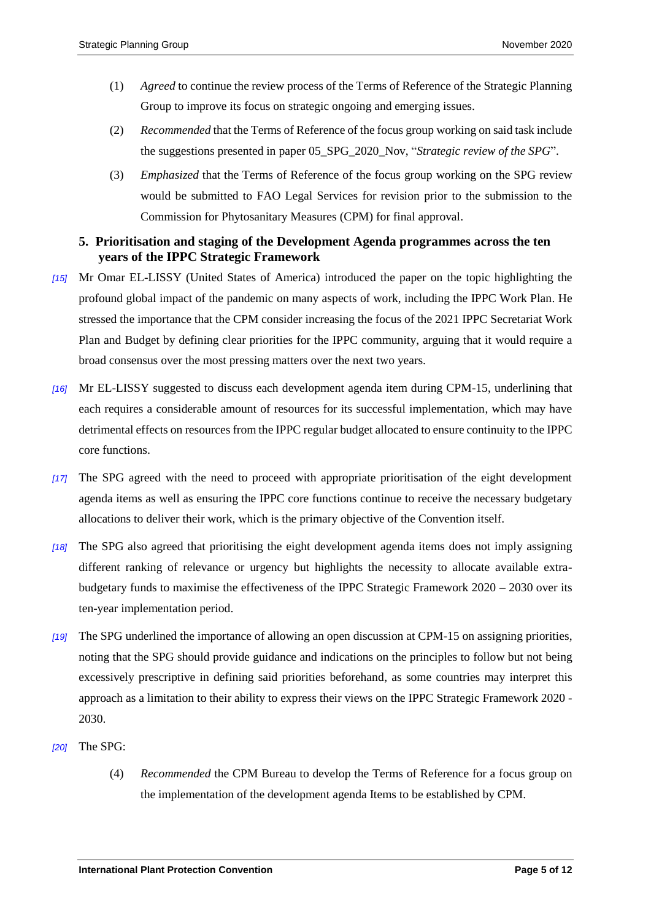(1) *Agreed* to continue the review process of the Terms of Reference of the Strategic Planning Group to improve its focus on strategic ongoing and emerging issues.

(2) *Recommended* that the Terms of Reference of the focus group working on said task include the suggestions presented in paper 05_SPG_2020_Nov, "*Strategic review of the SPG*".

(3) *Emphasized* that the Terms of Reference of the focus group working on the SPG review would be submitted to FAO Legal Services for revision prior to the submission to the Commission for Phytosanitary Measures (CPM) for final approval.

## 5. Prioritisation and staging of the Development Agenda programmes across the ten years of the IPPC Strategic Framework

*[15]* Mr Omar EL-LISSY (United States of America) introduced the paper on the topic highlighting the profound global impact of the pandemic on many aspects of work, including the IPPC Work Plan. He stressed the importance that the CPM consider increasing the focus of the 2021 IPPC Secretariat Work Plan and Budget by defining clear priorities for the IPPC community, arguing that it would require a broad consensus over the most pressing matters over the next two years.

*[16]* Mr EL-LISSY suggested to discuss each development agenda item during CPM-15, underlining that each requires a considerable amount of resources for its successful implementation, which may have detrimental effects on resources from the IPPC regular budget allocated to ensure continuity to the IPPC core functions.

*[17]* The SPG agreed with the need to proceed with appropriate prioritisation of the eight development agenda items as well as ensuring the IPPC core functions continue to receive the necessary budgetary allocations to deliver their work, which is the primary objective of the Convention itself.

*[18]* The SPG also agreed that prioritising the eight development agenda items does not imply assigning different ranking of relevance or urgency but highlights the necessity to allocate available extra-budgetary funds to maximise the effectiveness of the IPPC Strategic Framework 2020 – 2030 over its ten-year implementation period.

*[19]* The SPG underlined the importance of allowing an open discussion at CPM-15 on assigning priorities, noting that the SPG should provide guidance and indications on the principles to follow but not being excessively prescriptive in defining said priorities beforehand, as some countries may interpret this approach as a limitation to their ability to express their views on the IPPC Strategic Framework 2020 - 2030.

*[20]* The SPG:

(4) *Recommended* the CPM Bureau to develop the Terms of Reference for a focus group on the implementation of the development agenda Items to be established by CPM.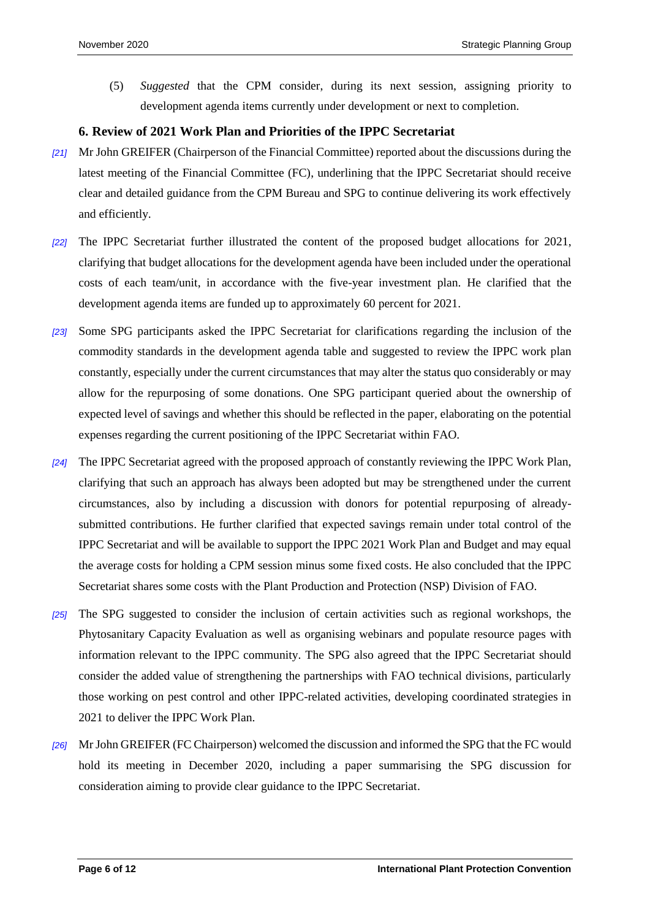(5) *Suggested* that the CPM consider, during its next session, assigning priority to development agenda items currently under development or next to completion.

## 6. Review of 2021 Work Plan and Priorities of the IPPC Secretariat

*[21]* Mr John GREIFER (Chairperson of the Financial Committee) reported about the discussions during the latest meeting of the Financial Committee (FC), underlining that the IPPC Secretariat should receive clear and detailed guidance from the CPM Bureau and SPG to continue delivering its work effectively and efficiently.

*[22]* The IPPC Secretariat further illustrated the content of the proposed budget allocations for 2021, clarifying that budget allocations for the development agenda have been included under the operational costs of each team/unit, in accordance with the five-year investment plan. He clarified that the development agenda items are funded up to approximately 60 percent for 2021.

*[23]* Some SPG participants asked the IPPC Secretariat for clarifications regarding the inclusion of the commodity standards in the development agenda table and suggested to review the IPPC work plan constantly, especially under the current circumstances that may alter the status quo considerably or may allow for the repurposing of some donations. One SPG participant queried about the ownership of expected level of savings and whether this should be reflected in the paper, elaborating on the potential expenses regarding the current positioning of the IPPC Secretariat within FAO.

*[24]* The IPPC Secretariat agreed with the proposed approach of constantly reviewing the IPPC Work Plan, clarifying that such an approach has always been adopted but may be strengthened under the current circumstances, also by including a discussion with donors for potential repurposing of already-submitted contributions. He further clarified that expected savings remain under total control of the IPPC Secretariat and will be available to support the IPPC 2021 Work Plan and Budget and may equal the average costs for holding a CPM session minus some fixed costs. He also concluded that the IPPC Secretariat shares some costs with the Plant Production and Protection (NSP) Division of FAO.

*[25]* The SPG suggested to consider the inclusion of certain activities such as regional workshops, the Phytosanitary Capacity Evaluation as well as organising webinars and populate resource pages with information relevant to the IPPC community. The SPG also agreed that the IPPC Secretariat should consider the added value of strengthening the partnerships with FAO technical divisions, particularly those working on pest control and other IPPC-related activities, developing coordinated strategies in 2021 to deliver the IPPC Work Plan.

*[26]* Mr John GREIFER (FC Chairperson) welcomed the discussion and informed the SPG that the FC would hold its meeting in December 2020, including a paper summarising the SPG discussion for consideration aiming to provide clear guidance to the IPPC Secretariat.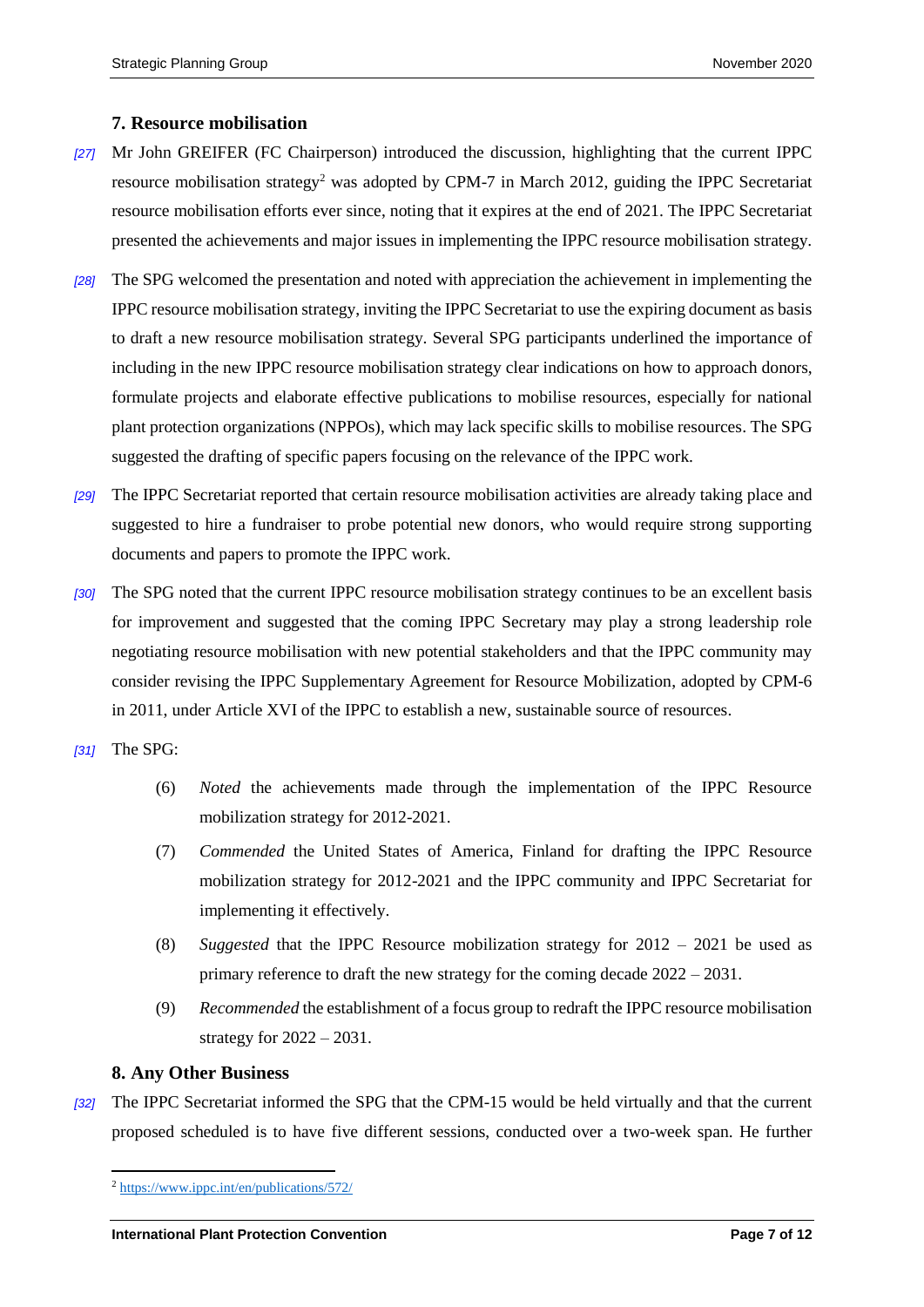## 7. Resource mobilisation

[27] Mr John GREIFER (FC Chairperson) introduced the discussion, highlighting that the current IPPC resource mobilisation strategy[2] was adopted by CPM-7 in March 2012, guiding the IPPC Secretariat resource mobilisation efforts ever since, noting that it expires at the end of 2021. The IPPC Secretariat presented the achievements and major issues in implementing the IPPC resource mobilisation strategy.

[28] The SPG welcomed the presentation and noted with appreciation the achievement in implementing the IPPC resource mobilisation strategy, inviting the IPPC Secretariat to use the expiring document as basis to draft a new resource mobilisation strategy. Several SPG participants underlined the importance of including in the new IPPC resource mobilisation strategy clear indications on how to approach donors, formulate projects and elaborate effective publications to mobilise resources, especially for national plant protection organizations (NPPOs), which may lack specific skills to mobilise resources. The SPG suggested the drafting of specific papers focusing on the relevance of the IPPC work.

[29] The IPPC Secretariat reported that certain resource mobilisation activities are already taking place and suggested to hire a fundraiser to probe potential new donors, who would require strong supporting documents and papers to promote the IPPC work.

[30] The SPG noted that the current IPPC resource mobilisation strategy continues to be an excellent basis for improvement and suggested that the coming IPPC Secretary may play a strong leadership role negotiating resource mobilisation with new potential stakeholders and that the IPPC community may consider revising the IPPC Supplementary Agreement for Resource Mobilization, adopted by CPM-6 in 2011, under Article XVI of the IPPC to establish a new, sustainable source of resources.

[31] The SPG:

(6) *Noted* the achievements made through the implementation of the IPPC Resource mobilization strategy for 2012-2021.

(7) *Commended* the United States of America, Finland for drafting the IPPC Resource mobilization strategy for 2012-2021 and the IPPC community and IPPC Secretariat for implementing it effectively.

(8) *Suggested* that the IPPC Resource mobilization strategy for 2012 – 2021 be used as primary reference to draft the new strategy for the coming decade 2022 – 2031.

(9) *Recommended* the establishment of a focus group to redraft the IPPC resource mobilisation strategy for 2022 – 2031.

## 8. Any Other Business

[32] The IPPC Secretariat informed the SPG that the CPM-15 would be held virtually and that the current proposed scheduled is to have five different sessions, conducted over a two-week span. He further

---

[2] https://www.ippc.int/en/publications/572/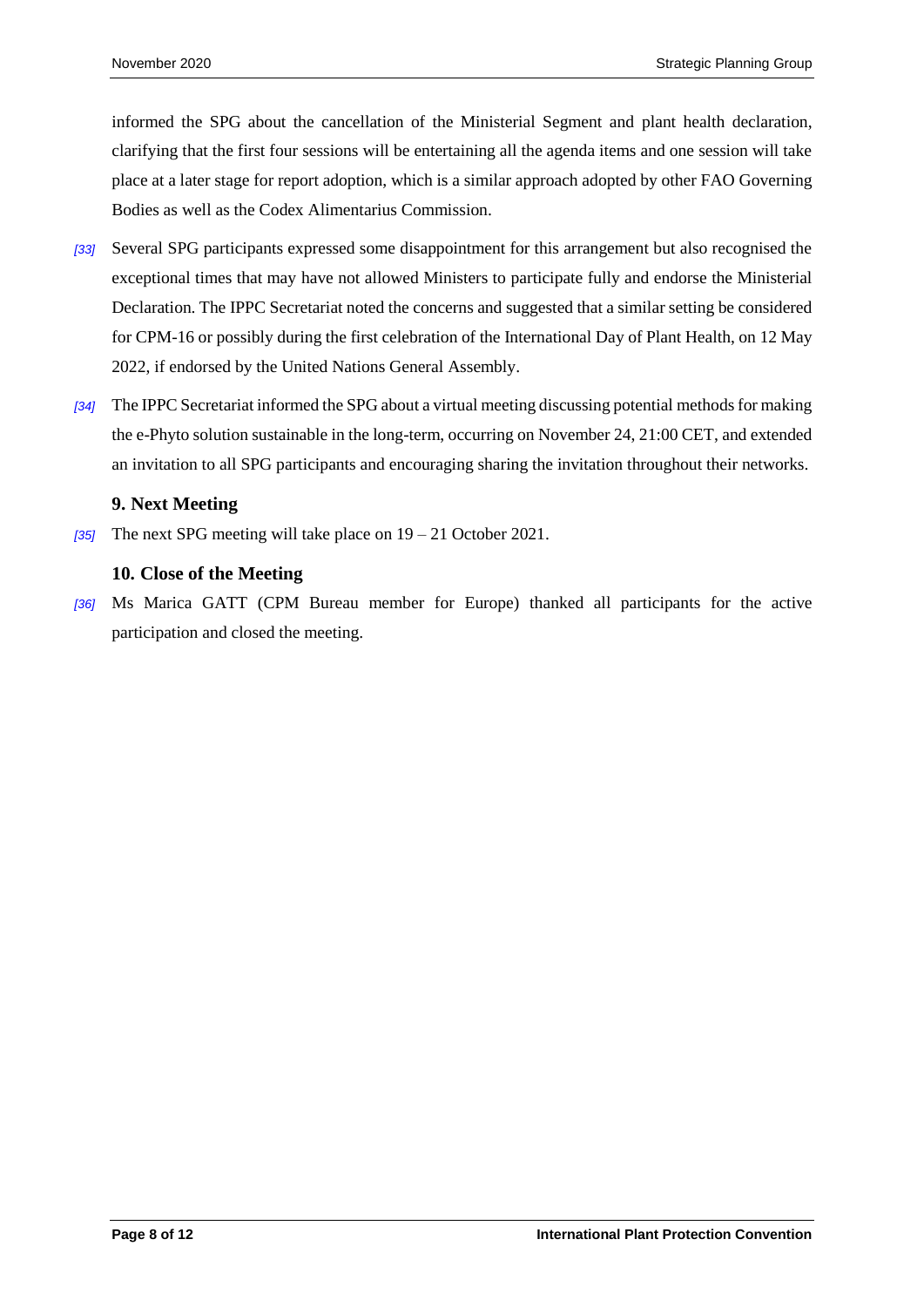informed the SPG about the cancellation of the Ministerial Segment and plant health declaration, clarifying that the first four sessions will be entertaining all the agenda items and one session will take place at a later stage for report adoption, which is a similar approach adopted by other FAO Governing Bodies as well as the Codex Alimentarius Commission.

*[33]* Several SPG participants expressed some disappointment for this arrangement but also recognised the exceptional times that may have not allowed Ministers to participate fully and endorse the Ministerial Declaration. The IPPC Secretariat noted the concerns and suggested that a similar setting be considered for CPM-16 or possibly during the first celebration of the International Day of Plant Health, on 12 May 2022, if endorsed by the United Nations General Assembly.

*[34]* The IPPC Secretariat informed the SPG about a virtual meeting discussing potential methods for making the e-Phyto solution sustainable in the long-term, occurring on November 24, 21:00 CET, and extended an invitation to all SPG participants and encouraging sharing the invitation throughout their networks.

### 9. Next Meeting

*[35]* The next SPG meeting will take place on 19 – 21 October 2021.

### 10. Close of the Meeting

*[36]* Ms Marica GATT (CPM Bureau member for Europe) thanked all participants for the active participation and closed the meeting.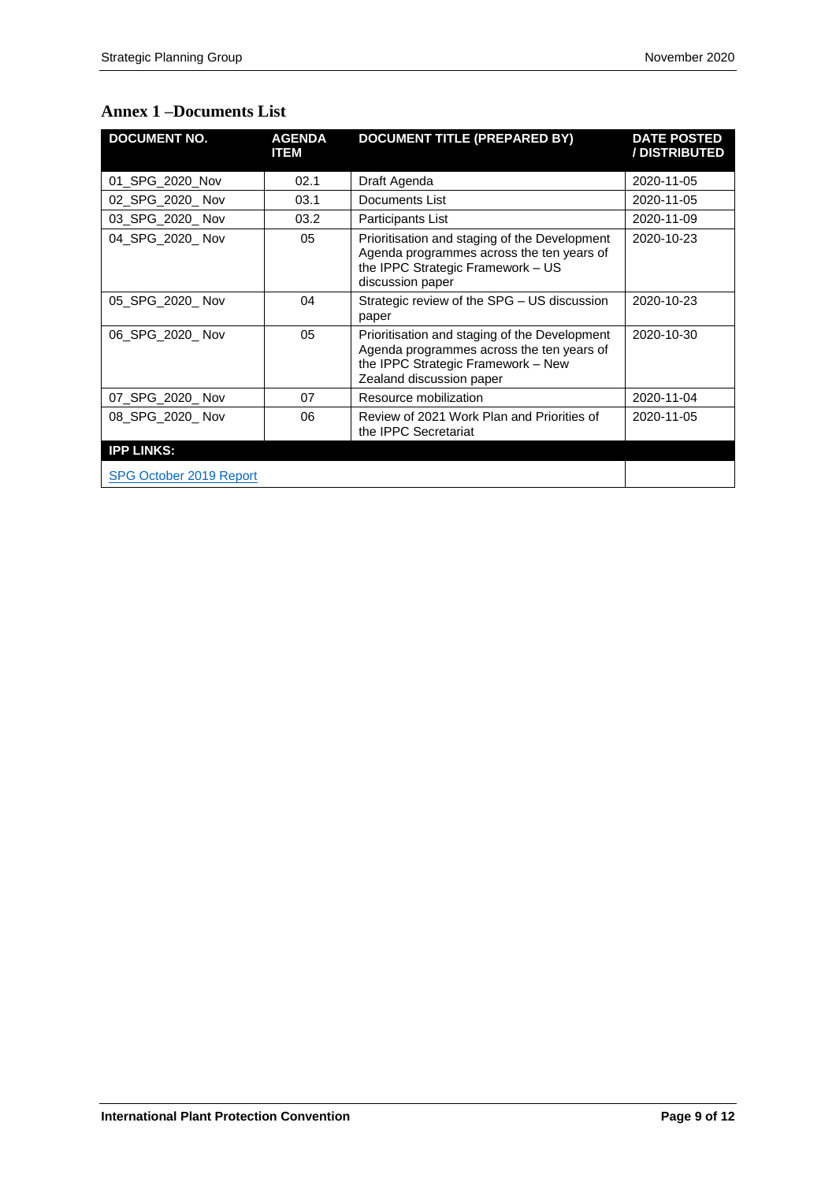## Annex 1 –Documents List

| DOCUMENT NO. | AGENDA ITEM | DOCUMENT TITLE (PREPARED BY) | DATE POSTED / DISTRIBUTED |
|---|---|---|---|
| 01_SPG_2020_Nov | 02.1 | Draft Agenda | 2020-11-05 |
| 02_SPG_2020_ Nov | 03.1 | Documents List | 2020-11-05 |
| 03_SPG_2020_ Nov | 03.2 | Participants List | 2020-11-09 |
| 04_SPG_2020_ Nov | 05 | Prioritisation and staging of the Development Agenda programmes across the ten years of the IPPC Strategic Framework – US discussion paper | 2020-10-23 |
| 05_SPG_2020_ Nov | 04 | Strategic review of the SPG – US discussion paper | 2020-10-23 |
| 06_SPG_2020_ Nov | 05 | Prioritisation and staging of the Development Agenda programmes across the ten years of the IPPC Strategic Framework – New Zealand discussion paper | 2020-10-30 |
| 07_SPG_2020_ Nov | 07 | Resource mobilization | 2020-11-04 |
| 08_SPG_2020_ Nov | 06 | Review of 2021 Work Plan and Priorities of the IPPC Secretariat | 2020-11-05 |
| **IPP LINKS:** | | | |
| SPG October 2019 Report | | | |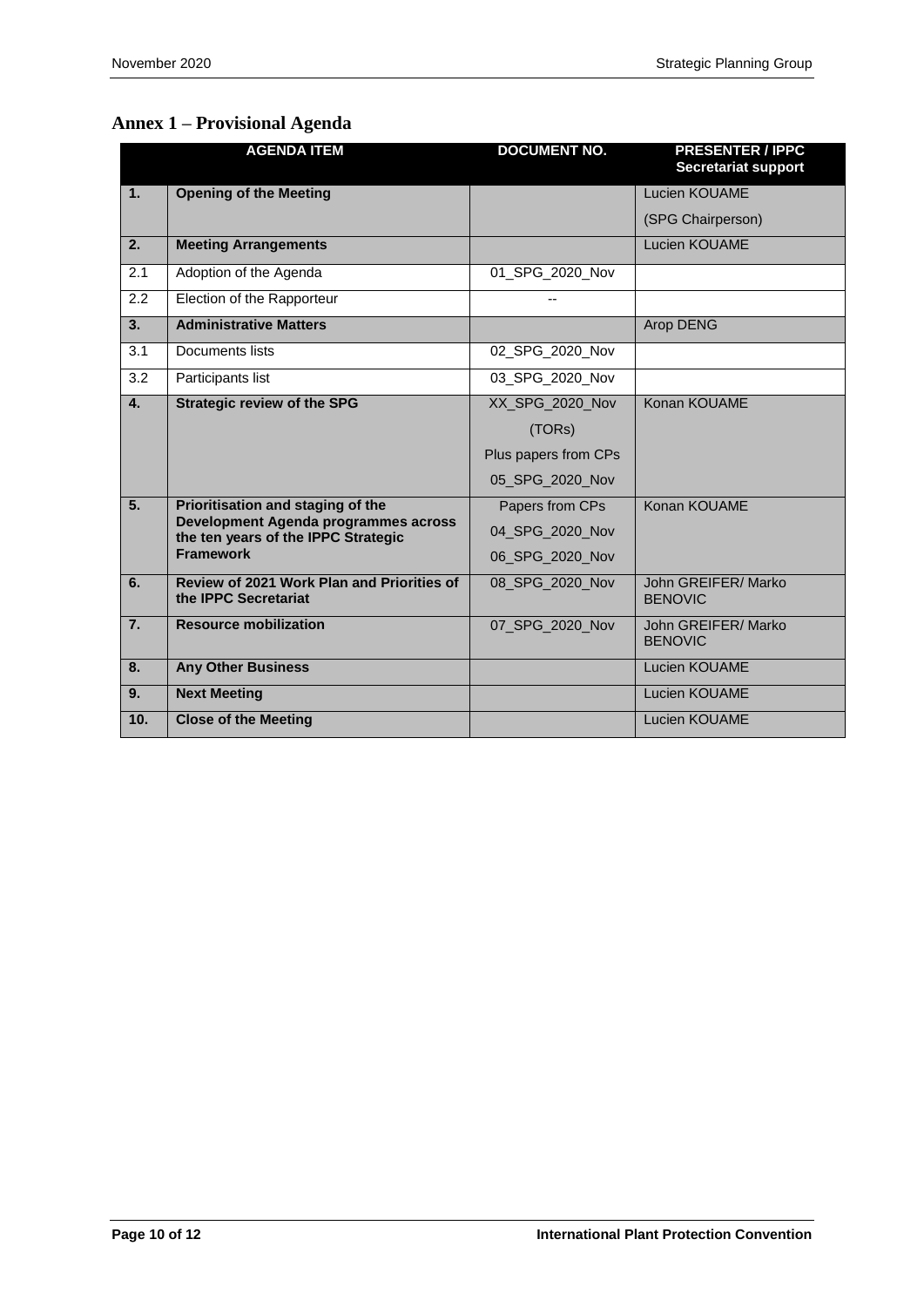## Annex 1 – Provisional Agenda

| | AGENDA ITEM | DOCUMENT NO. | PRESENTER / IPPC Secretariat support |
|---|---|---|---|
| **1.** | **Opening of the Meeting** | | Lucien KOUAME (SPG Chairperson) |
| **2.** | **Meeting Arrangements** | | Lucien KOUAME |
| 2.1 | Adoption of the Agenda | 01_SPG_2020_Nov | |
| 2.2 | Election of the Rapporteur | -- | |
| **3.** | **Administrative Matters** | | Arop DENG |
| 3.1 | Documents lists | 02_SPG_2020_Nov | |
| 3.2 | Participants list | 03_SPG_2020_Nov | |
| **4.** | **Strategic review of the SPG** | XX_SPG_2020_Nov (TORs) Plus papers from CPs 05_SPG_2020_Nov | Konan KOUAME |
| **5.** | **Prioritisation and staging of the Development Agenda programmes across the ten years of the IPPC Strategic Framework** | Papers from CPs 04_SPG_2020_Nov 06_SPG_2020_Nov | Konan KOUAME |
| **6.** | **Review of 2021 Work Plan and Priorities of the IPPC Secretariat** | 08_SPG_2020_Nov | John GREIFER/ Marko BENOVIC |
| **7.** | **Resource mobilization** | 07_SPG_2020_Nov | John GREIFER/ Marko BENOVIC |
| **8.** | **Any Other Business** | | Lucien KOUAME |
| **9.** | **Next Meeting** | | Lucien KOUAME |
| **10.** | **Close of the Meeting** | | Lucien KOUAME |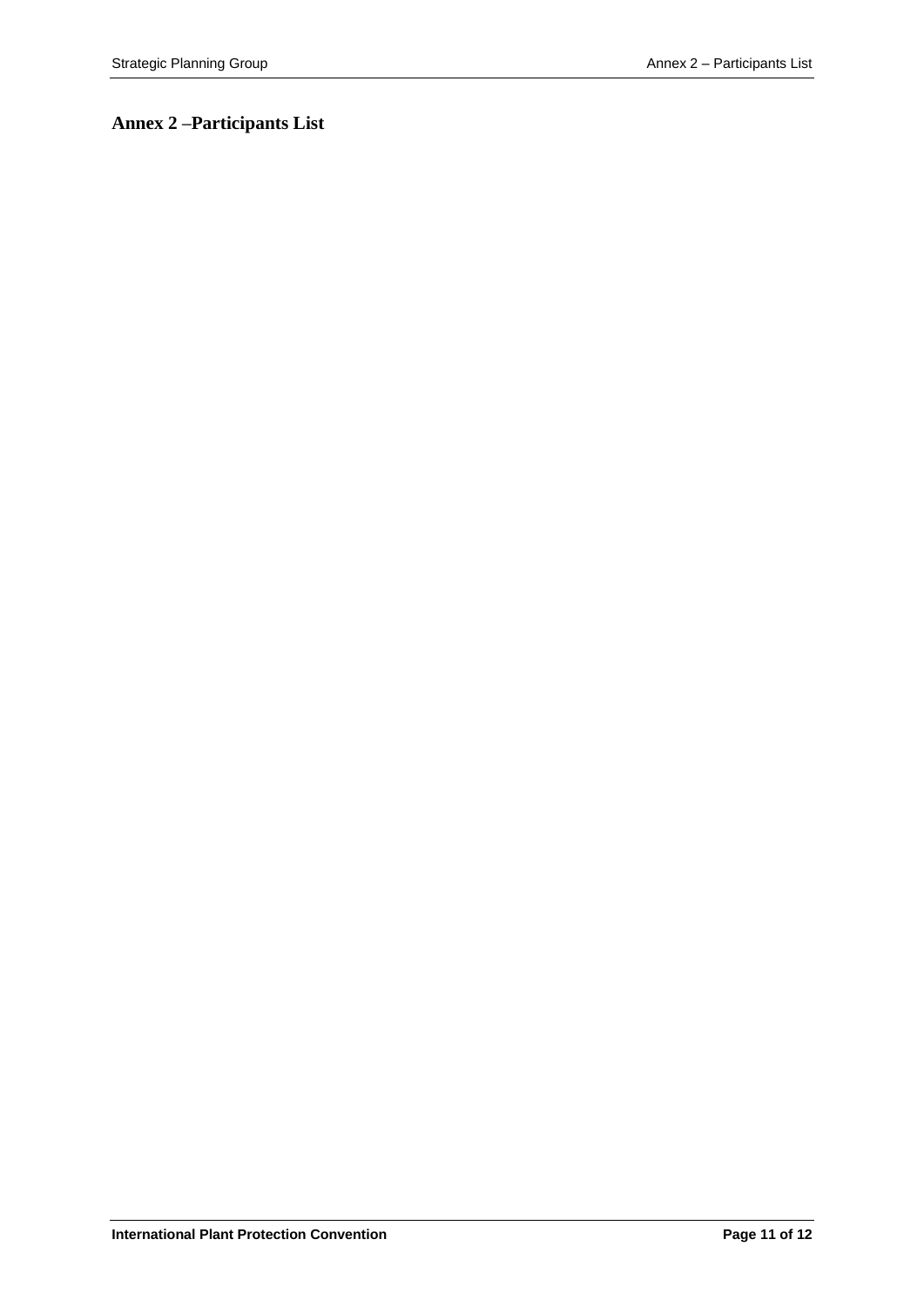## Annex 2 –Participants List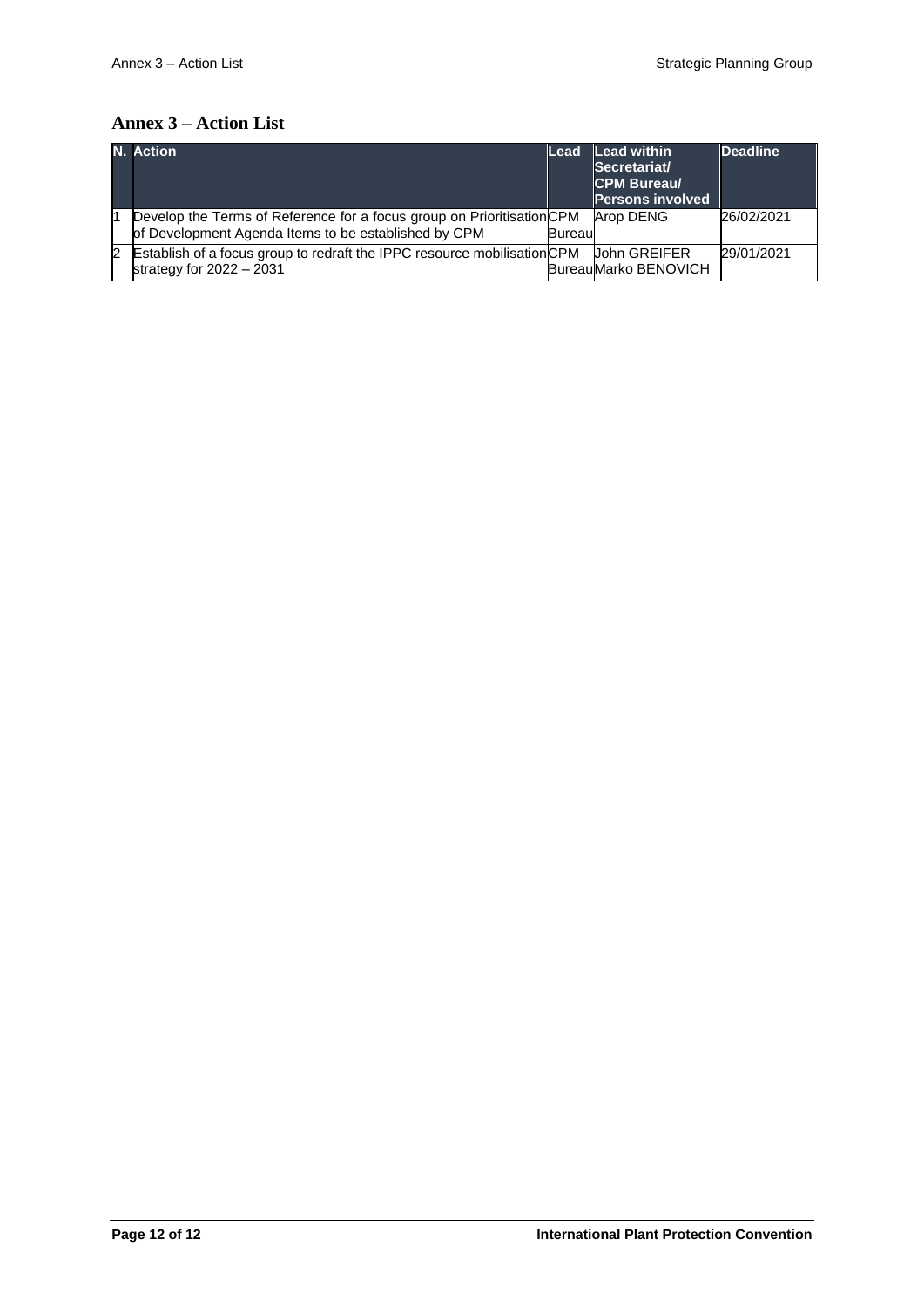## Annex 3 – Action List

| N. | Action | Lead | Lead within Secretariat/ CPM Bureau/ Persons involved | Deadline |
|---|---|---|---|---|
| 1 | Develop the Terms of Reference for a focus group on Prioritisation of Development Agenda Items to be established by CPM | CPM Bureau | Arop DENG | 26/02/2021 |
| 2 | Establish of a focus group to redraft the IPPC resource mobilisation strategy for 2022 – 2031 | CPM Bureau | John GREIFER Marko BENOVICH | 29/01/2021 |